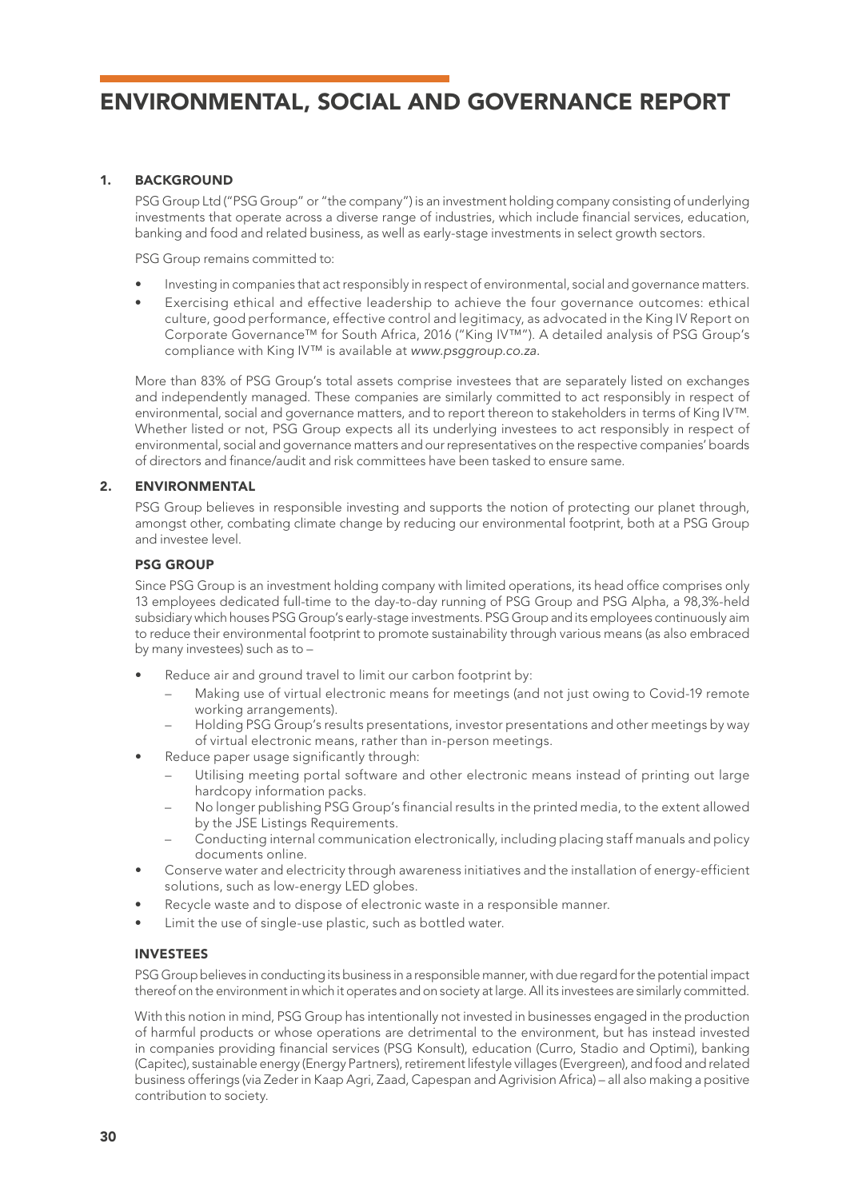# ENVIRONMENTAL, SOCIAL AND GOVERNANCE REPORT

## 1. BACKGROUND

PSG Group Ltd ("PSG Group" or "the company") is an investment holding company consisting of underlying investments that operate across a diverse range of industries, which include financial services, education, banking and food and related business, as well as early-stage investments in select growth sectors.

PSG Group remains committed to:

- Investing in companies that act responsibly in respect of environmental, social and governance matters.
- Exercising ethical and effective leadership to achieve the four governance outcomes: ethical culture, good performance, effective control and legitimacy, as advocated in the King IV Report on Corporate Governance™ for South Africa, 2016 ("King IV™"). A detailed analysis of PSG Group's compliance with King IV™ is available at *www.psggroup.co.za*.

More than 83% of PSG Group's total assets comprise investees that are separately listed on exchanges and independently managed. These companies are similarly committed to act responsibly in respect of environmental, social and governance matters, and to report thereon to stakeholders in terms of King IV™. Whether listed or not, PSG Group expects all its underlying investees to act responsibly in respect of environmental, social and governance matters and our representatives on the respective companies' boards of directors and finance/audit and risk committees have been tasked to ensure same.

## 2. ENVIRONMENTAL

PSG Group believes in responsible investing and supports the notion of protecting our planet through, amongst other, combating climate change by reducing our environmental footprint, both at a PSG Group and investee level.

### PSG GROUP

Since PSG Group is an investment holding company with limited operations, its head office comprises only 13 employees dedicated full-time to the day-to-day running of PSG Group and PSG Alpha, a 98,3%-held subsidiary which houses PSG Group's early-stage investments. PSG Group and its employees continuously aim to reduce their environmental footprint to promote sustainability through various means (as also embraced by many investees) such as to –

- Reduce air and ground travel to limit our carbon footprint by:
  - Making use of virtual electronic means for meetings (and not just owing to Covid-19 remote working arrangements).
  - Holding PSG Group's results presentations, investor presentations and other meetings by way of virtual electronic means, rather than in-person meetings.
- Reduce paper usage significantly through:
  - Utilising meeting portal software and other electronic means instead of printing out large hardcopy information packs.
  - No longer publishing PSG Group's financial results in the printed media, to the extent allowed by the JSE Listings Requirements.
  - Conducting internal communication electronically, including placing staff manuals and policy documents online.
- Conserve water and electricity through awareness initiatives and the installation of energy-efficient solutions, such as low-energy LED globes.
- Recycle waste and to dispose of electronic waste in a responsible manner.
- Limit the use of single-use plastic, such as bottled water.

### INVESTEES

PSG Group believes in conducting its business in a responsible manner, with due regard for the potential impact thereof on the environment in which it operates and on society at large. All its investees are similarly committed.

With this notion in mind, PSG Group has intentionally not invested in businesses engaged in the production of harmful products or whose operations are detrimental to the environment, but has instead invested in companies providing financial services (PSG Konsult), education (Curro, Stadio and Optimi), banking (Capitec), sustainable energy (Energy Partners), retirement lifestyle villages (Evergreen), and food and related business offerings (via Zeder in Kaap Agri, Zaad, Capespan and Agrivision Africa) – all also making a positive contribution to society.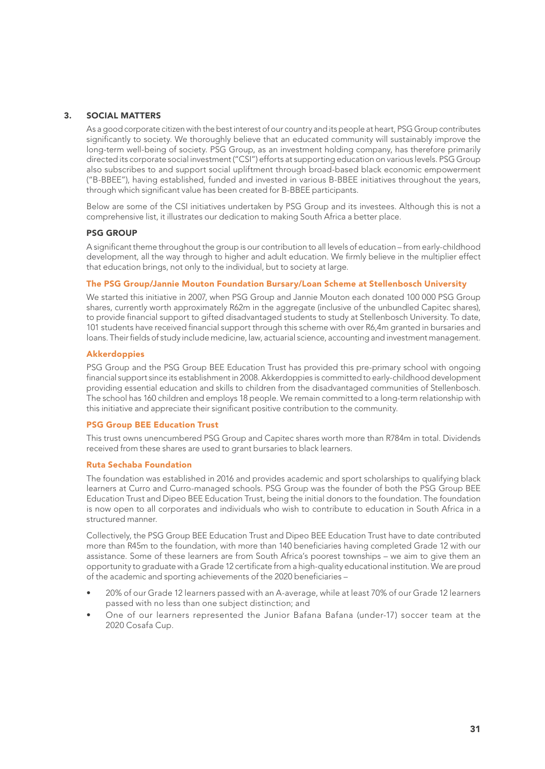## 3. SOCIAL MATTERS

As a good corporate citizen with the best interest of our country and its people at heart, PSG Group contributes significantly to society. We thoroughly believe that an educated community will sustainably improve the long-term well-being of society. PSG Group, as an investment holding company, has therefore primarily directed its corporate social investment ("CSI") efforts at supporting education on various levels. PSG Group also subscribes to and support social upliftment through broad-based black economic empowerment ("B-BBEE"), having established, funded and invested in various B-BBEE initiatives throughout the years, through which significant value has been created for B-BBEE participants.

Below are some of the CSI initiatives undertaken by PSG Group and its investees. Although this is not a comprehensive list, it illustrates our dedication to making South Africa a better place.

### PSG GROUP

A significant theme throughout the group is our contribution to all levels of education – from early-childhood development, all the way through to higher and adult education. We firmly believe in the multiplier effect that education brings, not only to the individual, but to society at large.

#### The PSG Group/Jannie Mouton Foundation Bursary/Loan Scheme at Stellenbosch University

We started this initiative in 2007, when PSG Group and Jannie Mouton each donated 100 000 PSG Group shares, currently worth approximately R62m in the aggregate (inclusive of the unbundled Capitec shares), to provide financial support to gifted disadvantaged students to study at Stellenbosch University. To date, 101 students have received financial support through this scheme with over R6,4m granted in bursaries and loans. Their fields of study include medicine, law, actuarial science, accounting and investment management.

#### Akkerdoppies

PSG Group and the PSG Group BEE Education Trust has provided this pre-primary school with ongoing financial support since its establishment in 2008. Akkerdoppies is committed to early-childhood development providing essential education and skills to children from the disadvantaged communities of Stellenbosch. The school has 160 children and employs 18 people. We remain committed to a long-term relationship with this initiative and appreciate their significant positive contribution to the community.

#### PSG Group BEE Education Trust

This trust owns unencumbered PSG Group and Capitec shares worth more than R784m in total. Dividends received from these shares are used to grant bursaries to black learners.

#### Ruta Sechaba Foundation

The foundation was established in 2016 and provides academic and sport scholarships to qualifying black learners at Curro and Curro-managed schools. PSG Group was the founder of both the PSG Group BEE Education Trust and Dipeo BEE Education Trust, being the initial donors to the foundation. The foundation is now open to all corporates and individuals who wish to contribute to education in South Africa in a structured manner.

Collectively, the PSG Group BEE Education Trust and Dipeo BEE Education Trust have to date contributed more than R45m to the foundation, with more than 140 beneficiaries having completed Grade 12 with our assistance. Some of these learners are from South Africa's poorest townships – we aim to give them an opportunity to graduate with a Grade 12 certificate from a high-quality educational institution. We are proud of the academic and sporting achievements of the 2020 beneficiaries –

- 20% of our Grade 12 learners passed with an A-average, while at least 70% of our Grade 12 learners passed with no less than one subject distinction; and
- One of our learners represented the Junior Bafana Bafana (under-17) soccer team at the 2020 Cosafa Cup.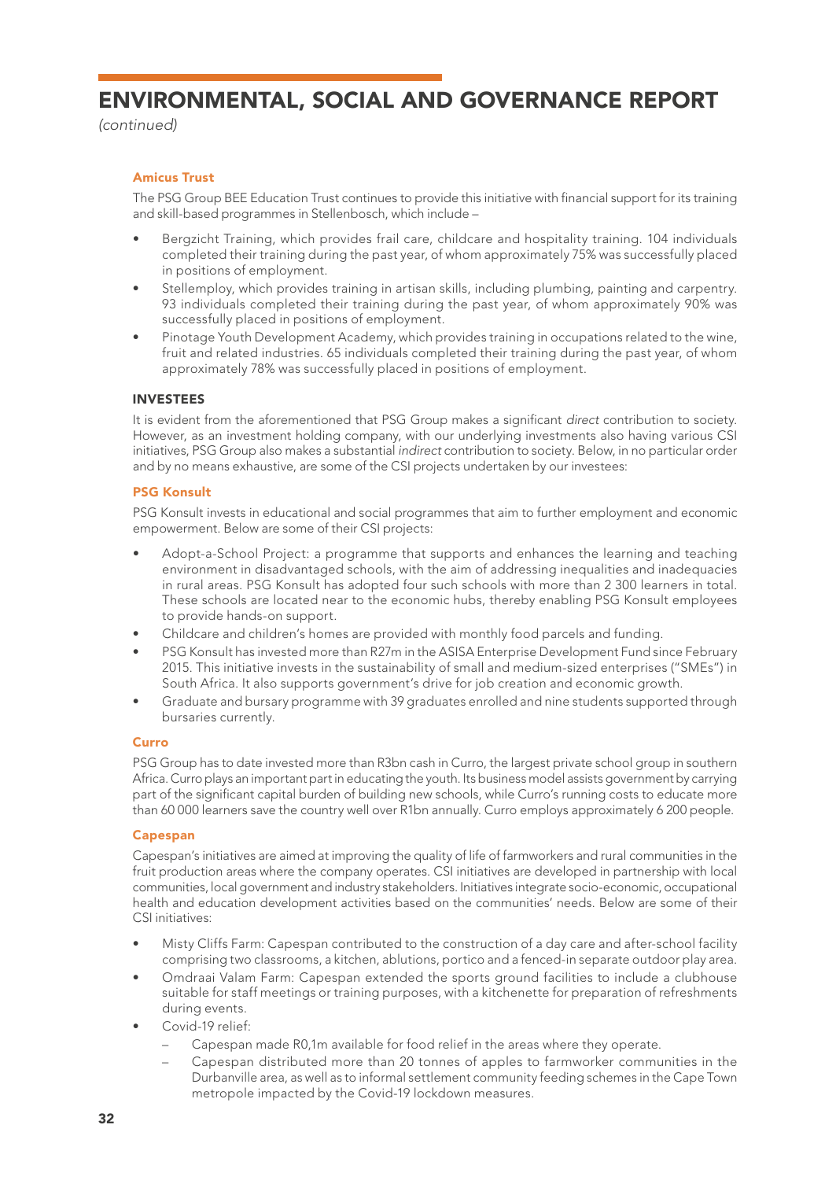# ENVIRONMENTAL, SOCIAL AND GOVERNANCE REPORT

*(continued)*

### Amicus Trust

The PSG Group BEE Education Trust continues to provide this initiative with financial support for its training and skill-based programmes in Stellenbosch, which include –

- Bergzicht Training, which provides frail care, childcare and hospitality training. 104 individuals completed their training during the past year, of whom approximately 75% was successfully placed in positions of employment.
- Stellemploy, which provides training in artisan skills, including plumbing, painting and carpentry. 93 individuals completed their training during the past year, of whom approximately 90% was successfully placed in positions of employment.
- Pinotage Youth Development Academy, which provides training in occupations related to the wine, fruit and related industries. 65 individuals completed their training during the past year, of whom approximately 78% was successfully placed in positions of employment.

## INVESTEES

It is evident from the aforementioned that PSG Group makes a significant *direct* contribution to society. However, as an investment holding company, with our underlying investments also having various CSI initiatives, PSG Group also makes a substantial *indirect* contribution to society. Below, in no particular order and by no means exhaustive, are some of the CSI projects undertaken by our investees:

### PSG Konsult

PSG Konsult invests in educational and social programmes that aim to further employment and economic empowerment. Below are some of their CSI projects:

- Adopt-a-School Project: a programme that supports and enhances the learning and teaching environment in disadvantaged schools, with the aim of addressing inequalities and inadequacies in rural areas. PSG Konsult has adopted four such schools with more than 2 300 learners in total. These schools are located near to the economic hubs, thereby enabling PSG Konsult employees to provide hands-on support.
- Childcare and children's homes are provided with monthly food parcels and funding.
- PSG Konsult has invested more than R27m in the ASISA Enterprise Development Fund since February 2015. This initiative invests in the sustainability of small and medium-sized enterprises ("SMEs") in South Africa. It also supports government's drive for job creation and economic growth.
- Graduate and bursary programme with 39 graduates enrolled and nine students supported through bursaries currently.

### Curro

PSG Group has to date invested more than R3bn cash in Curro, the largest private school group in southern Africa. Curro plays an important part in educating the youth. Its business model assists government by carrying part of the significant capital burden of building new schools, while Curro's running costs to educate more than 60 000 learners save the country well over R1bn annually. Curro employs approximately 6 200 people.

### Capespan

Capespan's initiatives are aimed at improving the quality of life of farmworkers and rural communities in the fruit production areas where the company operates. CSI initiatives are developed in partnership with local communities, local government and industry stakeholders. Initiatives integrate socio-economic, occupational health and education development activities based on the communities' needs. Below are some of their CSI initiatives:

- Misty Cliffs Farm: Capespan contributed to the construction of a day care and after-school facility comprising two classrooms, a kitchen, ablutions, portico and a fenced-in separate outdoor play area.
- Omdraai Valam Farm: Capespan extended the sports ground facilities to include a clubhouse suitable for staff meetings or training purposes, with a kitchenette for preparation of refreshments during events.
- Covid-19 relief:
  - Capespan made R0,1m available for food relief in the areas where they operate.
  - Capespan distributed more than 20 tonnes of apples to farmworker communities in the Durbanville area, as well as to informal settlement community feeding schemes in the Cape Town metropole impacted by the Covid-19 lockdown measures.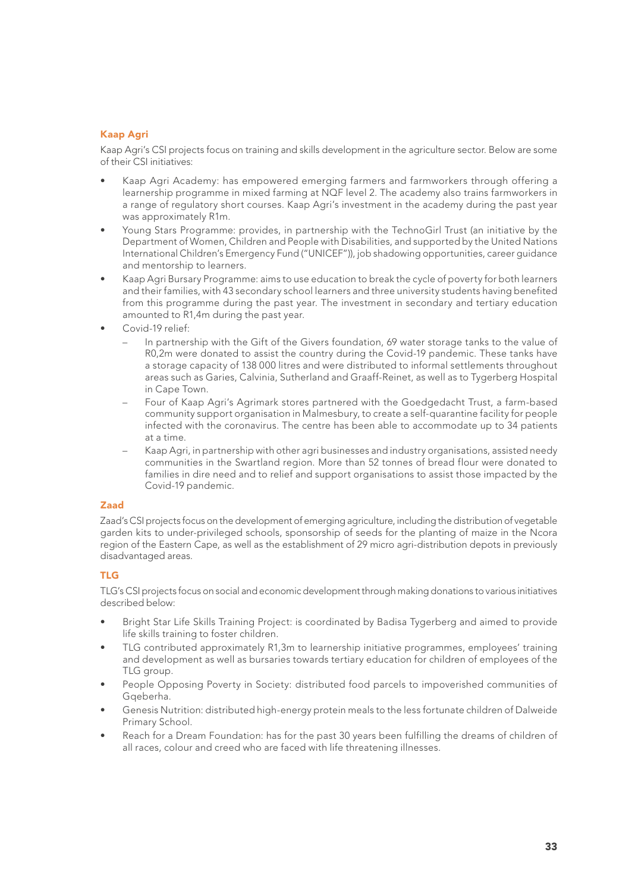### Kaap Agri

Kaap Agri's CSI projects focus on training and skills development in the agriculture sector. Below are some of their CSI initiatives:

- Kaap Agri Academy: has empowered emerging farmers and farmworkers through offering a learnership programme in mixed farming at NQF level 2. The academy also trains farmworkers in a range of regulatory short courses. Kaap Agri's investment in the academy during the past year was approximately R1m.
- Young Stars Programme: provides, in partnership with the TechnoGirl Trust (an initiative by the Department of Women, Children and People with Disabilities, and supported by the United Nations International Children's Emergency Fund ("UNICEF")), job shadowing opportunities, career guidance and mentorship to learners.
- Kaap Agri Bursary Programme: aims to use education to break the cycle of poverty for both learners and their families, with 43 secondary school learners and three university students having benefited from this programme during the past year. The investment in secondary and tertiary education amounted to R1,4m during the past year.
- Covid-19 relief:
  - In partnership with the Gift of the Givers foundation, 69 water storage tanks to the value of R0,2m were donated to assist the country during the Covid-19 pandemic. These tanks have a storage capacity of 138 000 litres and were distributed to informal settlements throughout areas such as Garies, Calvinia, Sutherland and Graaff-Reinet, as well as to Tygerberg Hospital in Cape Town.
  - Four of Kaap Agri's Agrimark stores partnered with the Goedgedacht Trust, a farm-based community support organisation in Malmesbury, to create a self-quarantine facility for people infected with the coronavirus. The centre has been able to accommodate up to 34 patients at a time.
  - Kaap Agri, in partnership with other agri businesses and industry organisations, assisted needy communities in the Swartland region. More than 52 tonnes of bread flour were donated to families in dire need and to relief and support organisations to assist those impacted by the Covid-19 pandemic.

### Zaad

Zaad's CSI projects focus on the development of emerging agriculture, including the distribution of vegetable garden kits to under-privileged schools, sponsorship of seeds for the planting of maize in the Ncora region of the Eastern Cape, as well as the establishment of 29 micro agri-distribution depots in previously disadvantaged areas.

### TLG

TLG's CSI projects focus on social and economic development through making donations to various initiatives described below:

- Bright Star Life Skills Training Project: is coordinated by Badisa Tygerberg and aimed to provide life skills training to foster children.
- TLG contributed approximately R1,3m to learnership initiative programmes, employees' training and development as well as bursaries towards tertiary education for children of employees of the TLG group.
- People Opposing Poverty in Society: distributed food parcels to impoverished communities of Gqeberha.
- Genesis Nutrition: distributed high-energy protein meals to the less fortunate children of Dalweide Primary School.
- Reach for a Dream Foundation: has for the past 30 years been fulfilling the dreams of children of all races, colour and creed who are faced with life threatening illnesses.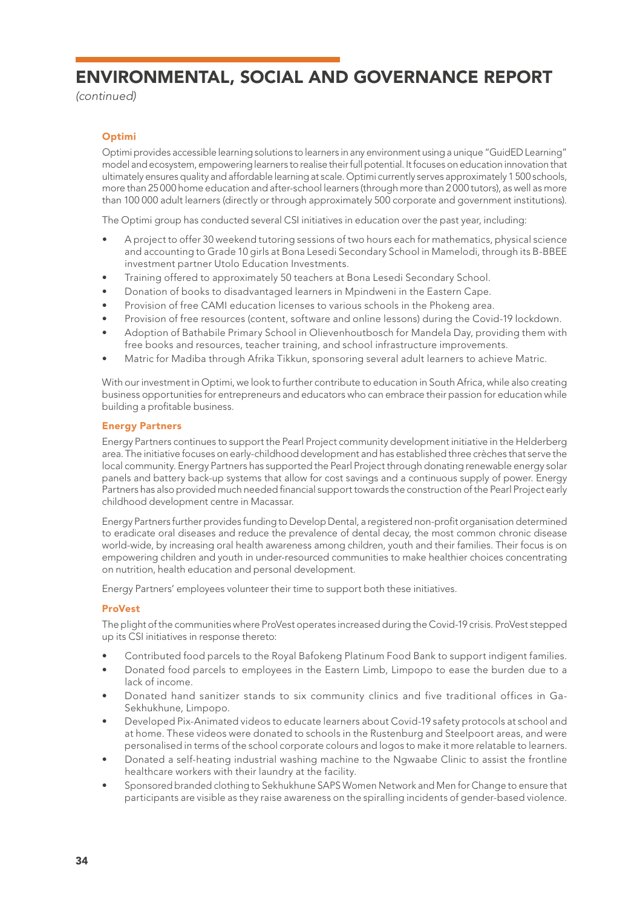# ENVIRONMENTAL, SOCIAL AND GOVERNANCE REPORT

*(continued)*

### Optimi

Optimi provides accessible learning solutions to learners in any environment using a unique "GuidED Learning" model and ecosystem, empowering learners to realise their full potential. It focuses on education innovation that ultimately ensures quality and affordable learning at scale. Optimi currently serves approximately 1 500 schools, more than 25 000 home education and after-school learners (through more than 2 000 tutors), as well as more than 100 000 adult learners (directly or through approximately 500 corporate and government institutions).

The Optimi group has conducted several CSI initiatives in education over the past year, including:

- A project to offer 30 weekend tutoring sessions of two hours each for mathematics, physical science and accounting to Grade 10 girls at Bona Lesedi Secondary School in Mamelodi, through its B-BBEE investment partner Utolo Education Investments.
- Training offered to approximately 50 teachers at Bona Lesedi Secondary School.
- Donation of books to disadvantaged learners in Mpindweni in the Eastern Cape.
- Provision of free CAMI education licenses to various schools in the Phokeng area.
- Provision of free resources (content, software and online lessons) during the Covid-19 lockdown.
- Adoption of Bathabile Primary School in Olievenhoutbosch for Mandela Day, providing them with free books and resources, teacher training, and school infrastructure improvements.
- Matric for Madiba through Afrika Tikkun, sponsoring several adult learners to achieve Matric.

With our investment in Optimi, we look to further contribute to education in South Africa, while also creating business opportunities for entrepreneurs and educators who can embrace their passion for education while building a profitable business.

### Energy Partners

Energy Partners continues to support the Pearl Project community development initiative in the Helderberg area. The initiative focuses on early-childhood development and has established three crèches that serve the local community. Energy Partners has supported the Pearl Project through donating renewable energy solar panels and battery back-up systems that allow for cost savings and a continuous supply of power. Energy Partners has also provided much needed financial support towards the construction of the Pearl Project early childhood development centre in Macassar.

Energy Partners further provides funding to Develop Dental, a registered non-profit organisation determined to eradicate oral diseases and reduce the prevalence of dental decay, the most common chronic disease world-wide, by increasing oral health awareness among children, youth and their families. Their focus is on empowering children and youth in under-resourced communities to make healthier choices concentrating on nutrition, health education and personal development.

Energy Partners' employees volunteer their time to support both these initiatives.

### ProVest

The plight of the communities where ProVest operates increased during the Covid-19 crisis. ProVest stepped up its CSI initiatives in response thereto:

- Contributed food parcels to the Royal Bafokeng Platinum Food Bank to support indigent families.
- Donated food parcels to employees in the Eastern Limb, Limpopo to ease the burden due to a lack of income.
- Donated hand sanitizer stands to six community clinics and five traditional offices in Ga-Sekhukhune, Limpopo.
- Developed Pix-Animated videos to educate learners about Covid-19 safety protocols at school and at home. These videos were donated to schools in the Rustenburg and Steelpoort areas, and were personalised in terms of the school corporate colours and logos to make it more relatable to learners.
- Donated a self-heating industrial washing machine to the Ngwaabe Clinic to assist the frontline healthcare workers with their laundry at the facility.
- Sponsored branded clothing to Sekhukhune SAPS Women Network and Men for Change to ensure that participants are visible as they raise awareness on the spiralling incidents of gender-based violence.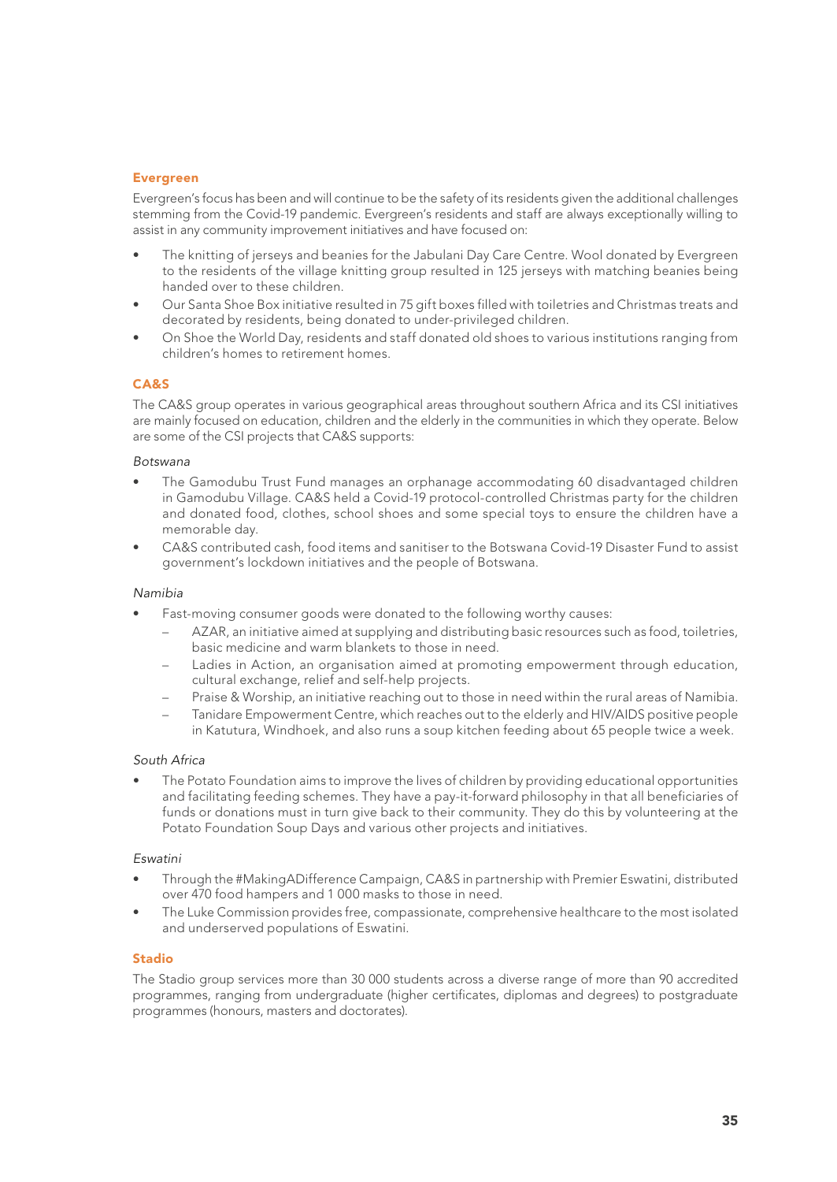### Evergreen

Evergreen's focus has been and will continue to be the safety of its residents given the additional challenges stemming from the Covid-19 pandemic. Evergreen's residents and staff are always exceptionally willing to assist in any community improvement initiatives and have focused on:

- The knitting of jerseys and beanies for the Jabulani Day Care Centre. Wool donated by Evergreen to the residents of the village knitting group resulted in 125 jerseys with matching beanies being handed over to these children.
- Our Santa Shoe Box initiative resulted in 75 gift boxes filled with toiletries and Christmas treats and decorated by residents, being donated to under-privileged children.
- On Shoe the World Day, residents and staff donated old shoes to various institutions ranging from children's homes to retirement homes.

### CA&S

The CA&S group operates in various geographical areas throughout southern Africa and its CSI initiatives are mainly focused on education, children and the elderly in the communities in which they operate. Below are some of the CSI projects that CA&S supports:

*Botswana*

- The Gamodubu Trust Fund manages an orphanage accommodating 60 disadvantaged children in Gamodubu Village. CA&S held a Covid-19 protocol-controlled Christmas party for the children and donated food, clothes, school shoes and some special toys to ensure the children have a memorable day.
- CA&S contributed cash, food items and sanitiser to the Botswana Covid-19 Disaster Fund to assist government's lockdown initiatives and the people of Botswana.

*Namibia*

- Fast-moving consumer goods were donated to the following worthy causes:
  - AZAR, an initiative aimed at supplying and distributing basic resources such as food, toiletries, basic medicine and warm blankets to those in need.
  - Ladies in Action, an organisation aimed at promoting empowerment through education, cultural exchange, relief and self-help projects.
  - Praise & Worship, an initiative reaching out to those in need within the rural areas of Namibia.
  - Tanidare Empowerment Centre, which reaches out to the elderly and HIV/AIDS positive people in Katutura, Windhoek, and also runs a soup kitchen feeding about 65 people twice a week.

*South Africa*

- The Potato Foundation aims to improve the lives of children by providing educational opportunities and facilitating feeding schemes. They have a pay-it-forward philosophy in that all beneficiaries of funds or donations must in turn give back to their community. They do this by volunteering at the Potato Foundation Soup Days and various other projects and initiatives.

*Eswatini*

- Through the #MakingADifference Campaign, CA&S in partnership with Premier Eswatini, distributed over 470 food hampers and 1 000 masks to those in need.
- The Luke Commission provides free, compassionate, comprehensive healthcare to the most isolated and underserved populations of Eswatini.

### Stadio

The Stadio group services more than 30 000 students across a diverse range of more than 90 accredited programmes, ranging from undergraduate (higher certificates, diplomas and degrees) to postgraduate programmes (honours, masters and doctorates).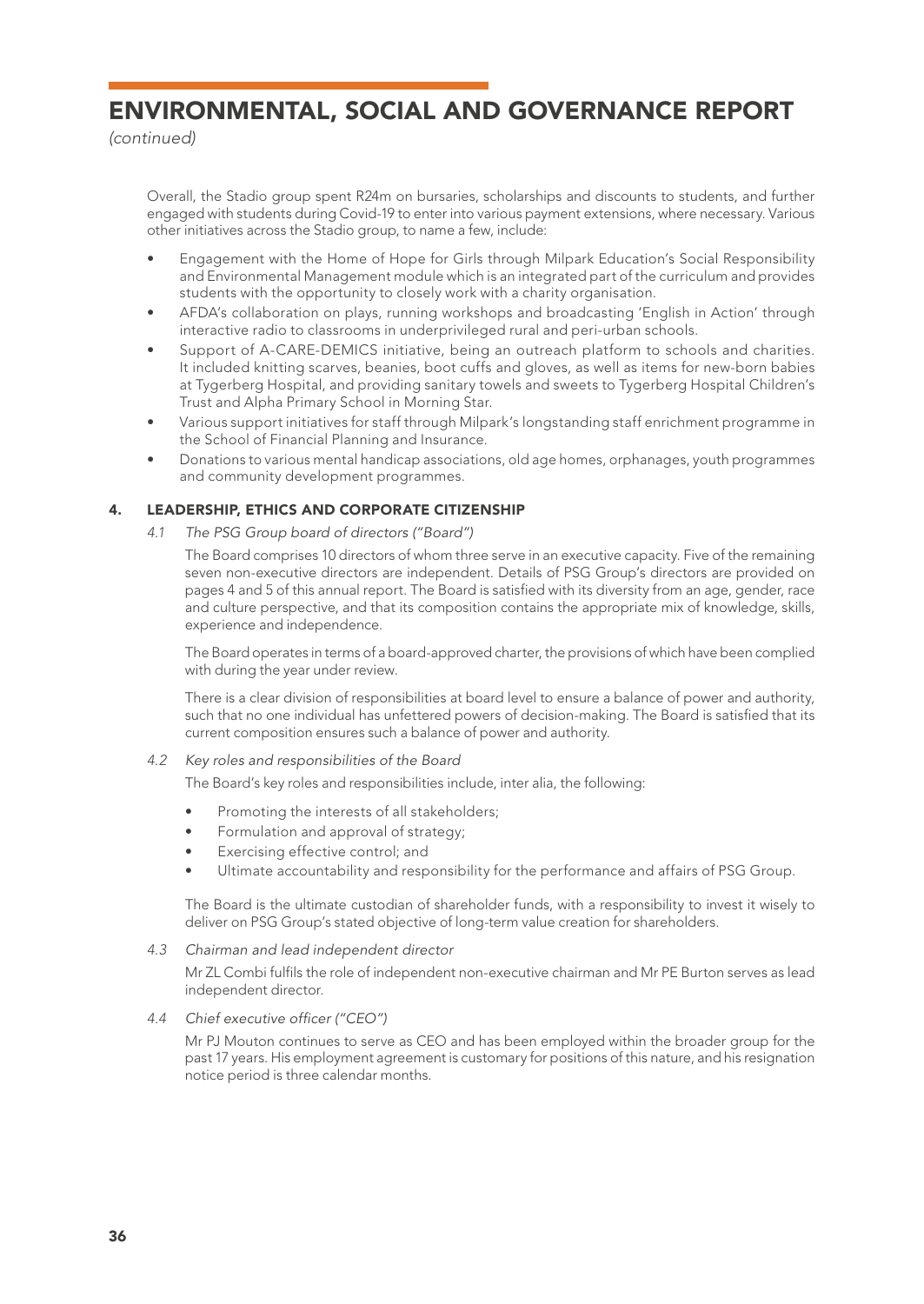# ENVIRONMENTAL, SOCIAL AND GOVERNANCE REPORT

*(continued)*

Overall, the Stadio group spent R24m on bursaries, scholarships and discounts to students, and further engaged with students during Covid-19 to enter into various payment extensions, where necessary. Various other initiatives across the Stadio group, to name a few, include:

- Engagement with the Home of Hope for Girls through Milpark Education's Social Responsibility and Environmental Management module which is an integrated part of the curriculum and provides students with the opportunity to closely work with a charity organisation.
- AFDA's collaboration on plays, running workshops and broadcasting 'English in Action' through interactive radio to classrooms in underprivileged rural and peri-urban schools.
- Support of A-CARE-DEMICS initiative, being an outreach platform to schools and charities. It included knitting scarves, beanies, boot cuffs and gloves, as well as items for new-born babies at Tygerberg Hospital, and providing sanitary towels and sweets to Tygerberg Hospital Children's Trust and Alpha Primary School in Morning Star.
- Various support initiatives for staff through Milpark's longstanding staff enrichment programme in the School of Financial Planning and Insurance.
- Donations to various mental handicap associations, old age homes, orphanages, youth programmes and community development programmes.

## 4. LEADERSHIP, ETHICS AND CORPORATE CITIZENSHIP

### *4.1 The PSG Group board of directors ("Board")*

The Board comprises 10 directors of whom three serve in an executive capacity. Five of the remaining seven non-executive directors are independent. Details of PSG Group's directors are provided on pages 4 and 5 of this annual report. The Board is satisfied with its diversity from an age, gender, race and culture perspective, and that its composition contains the appropriate mix of knowledge, skills, experience and independence.

The Board operates in terms of a board-approved charter, the provisions of which have been complied with during the year under review.

There is a clear division of responsibilities at board level to ensure a balance of power and authority, such that no one individual has unfettered powers of decision-making. The Board is satisfied that its current composition ensures such a balance of power and authority.

### *4.2 Key roles and responsibilities of the Board*

The Board's key roles and responsibilities include, inter alia, the following:

- Promoting the interests of all stakeholders;
- Formulation and approval of strategy;
- Exercising effective control; and
- Ultimate accountability and responsibility for the performance and affairs of PSG Group.

The Board is the ultimate custodian of shareholder funds, with a responsibility to invest it wisely to deliver on PSG Group's stated objective of long-term value creation for shareholders.

### *4.3 Chairman and lead independent director*

Mr ZL Combi fulfils the role of independent non-executive chairman and Mr PE Burton serves as lead independent director.

### *4.4 Chief executive officer ("CEO")*

Mr PJ Mouton continues to serve as CEO and has been employed within the broader group for the past 17 years. His employment agreement is customary for positions of this nature, and his resignation notice period is three calendar months.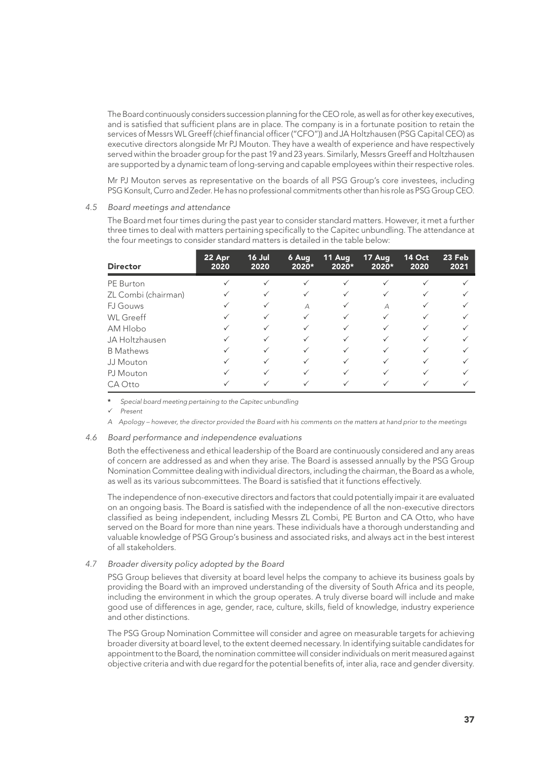The Board continuously considers succession planning for the CEO role, as well as for other key executives, and is satisfied that sufficient plans are in place. The company is in a fortunate position to retain the services of Messrs WL Greeff (chief financial officer ("CFO")) and JA Holtzhausen (PSG Capital CEO) as executive directors alongside Mr PJ Mouton. They have a wealth of experience and have respectively served within the broader group for the past 19 and 23 years. Similarly, Messrs Greeff and Holtzhausen are supported by a dynamic team of long-serving and capable employees within their respective roles.

Mr PJ Mouton serves as representative on the boards of all PSG Group's core investees, including PSG Konsult, Curro and Zeder. He has no professional commitments other than his role as PSG Group CEO.

### *4.5 Board meetings and attendance*

The Board met four times during the past year to consider standard matters. However, it met a further three times to deal with matters pertaining specifically to the Capitec unbundling. The attendance at the four meetings to consider standard matters is detailed in the table below:

| Director | 22 Apr 2020 | 16 Jul 2020 | 6 Aug 2020* | 11 Aug 2020* | 17 Aug 2020* | 14 Oct 2020 | 23 Feb 2021 |
|---|---|---|---|---|---|---|---|
| PE Burton | ✓ | ✓ | ✓ | ✓ | ✓ | ✓ | ✓ |
| ZL Combi (chairman) | ✓ | ✓ | ✓ | ✓ | ✓ | ✓ | ✓ |
| FJ Gouws | ✓ | ✓ | A | ✓ | A | ✓ | ✓ |
| WL Greeff | ✓ | ✓ | ✓ | ✓ | ✓ | ✓ | ✓ |
| AM Hlobo | ✓ | ✓ | ✓ | ✓ | ✓ | ✓ | ✓ |
| JA Holtzhausen | ✓ | ✓ | ✓ | ✓ | ✓ | ✓ | ✓ |
| B Mathews | ✓ | ✓ | ✓ | ✓ | ✓ | ✓ | ✓ |
| JJ Mouton | ✓ | ✓ | ✓ | ✓ | ✓ | ✓ | ✓ |
| PJ Mouton | ✓ | ✓ | ✓ | ✓ | ✓ | ✓ | ✓ |
| CA Otto | ✓ | ✓ | ✓ | ✓ | ✓ | ✓ | ✓ |

\* *Special board meeting pertaining to the Capitec unbundling*

✓ *Present*

*A Apology – however, the director provided the Board with his comments on the matters at hand prior to the meetings*

### *4.6 Board performance and independence evaluations*

Both the effectiveness and ethical leadership of the Board are continuously considered and any areas of concern are addressed as and when they arise. The Board is assessed annually by the PSG Group Nomination Committee dealing with individual directors, including the chairman, the Board as a whole, as well as its various subcommittees. The Board is satisfied that it functions effectively.

The independence of non-executive directors and factors that could potentially impair it are evaluated on an ongoing basis. The Board is satisfied with the independence of all the non-executive directors classified as being independent, including Messrs ZL Combi, PE Burton and CA Otto, who have served on the Board for more than nine years. These individuals have a thorough understanding and valuable knowledge of PSG Group's business and associated risks, and always act in the best interest of all stakeholders.

### *4.7 Broader diversity policy adopted by the Board*

PSG Group believes that diversity at board level helps the company to achieve its business goals by providing the Board with an improved understanding of the diversity of South Africa and its people, including the environment in which the group operates. A truly diverse board will include and make good use of differences in age, gender, race, culture, skills, field of knowledge, industry experience and other distinctions.

The PSG Group Nomination Committee will consider and agree on measurable targets for achieving broader diversity at board level, to the extent deemed necessary. In identifying suitable candidates for appointment to the Board, the nomination committee will consider individuals on merit measured against objective criteria and with due regard for the potential benefits of, inter alia, race and gender diversity.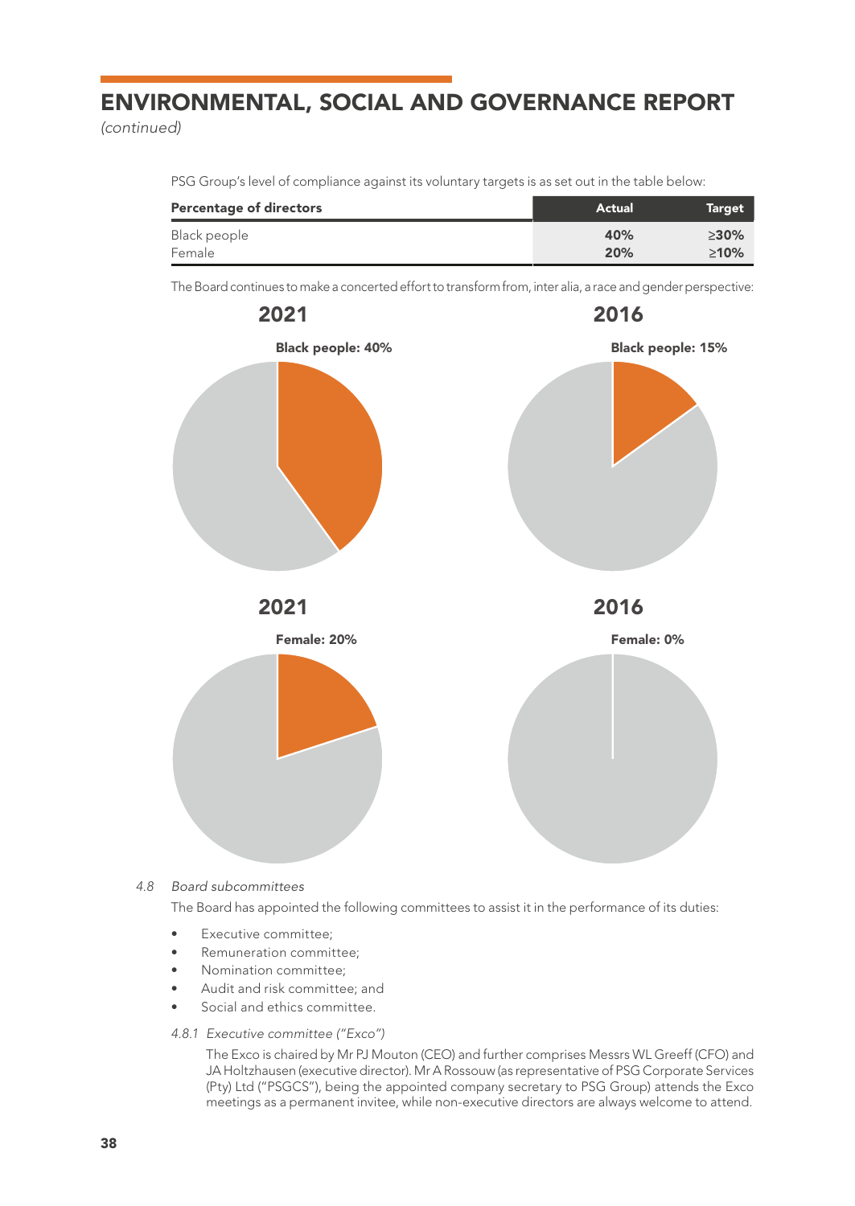# ENVIRONMENTAL, SOCIAL AND GOVERNANCE REPORT

*(continued)*

PSG Group's level of compliance against its voluntary targets is as set out in the table below:

| Percentage of directors | Actual | Target |
|---|---|---|
| Black people | **40%** | **≥30%** |
| Female | **20%** | **≥10%** |

The Board continues to make a concerted effort to transform from, inter alia, a race and gender perspective:

**2021**

**Black people: 40%**

**2016**

**Black people: 15%**

**2021**

**Female: 20%**

**2016**

**Female: 0%**

*4.8 Board subcommittees*

The Board has appointed the following committees to assist it in the performance of its duties:

- Executive committee;
- Remuneration committee;
- Nomination committee;
- Audit and risk committee; and
- Social and ethics committee.

*4.8.1 Executive committee ("Exco")*

The Exco is chaired by Mr PJ Mouton (CEO) and further comprises Messrs WL Greeff (CFO) and JA Holtzhausen (executive director). Mr A Rossouw (as representative of PSG Corporate Services (Pty) Ltd ("PSGCS"), being the appointed company secretary to PSG Group) attends the Exco meetings as a permanent invitee, while non-executive directors are always welcome to attend.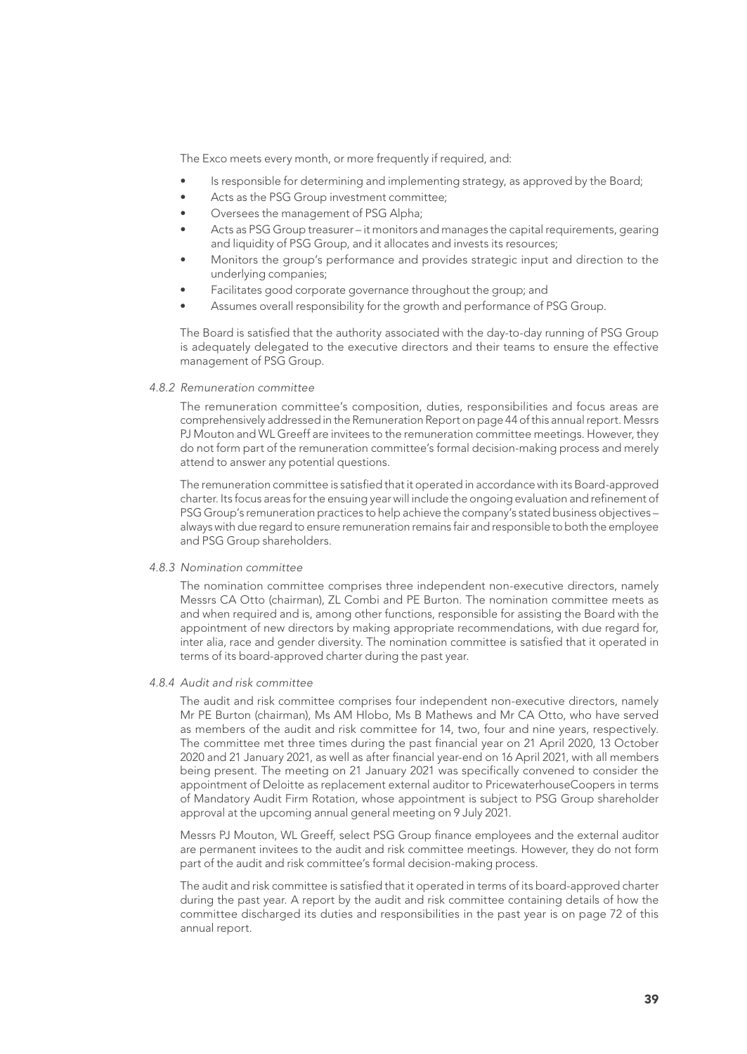The Exco meets every month, or more frequently if required, and:

- Is responsible for determining and implementing strategy, as approved by the Board;
- Acts as the PSG Group investment committee;
- Oversees the management of PSG Alpha;
- Acts as PSG Group treasurer – it monitors and manages the capital requirements, gearing and liquidity of PSG Group, and it allocates and invests its resources;
- Monitors the group's performance and provides strategic input and direction to the underlying companies;
- Facilitates good corporate governance throughout the group; and
- Assumes overall responsibility for the growth and performance of PSG Group.

The Board is satisfied that the authority associated with the day-to-day running of PSG Group is adequately delegated to the executive directors and their teams to ensure the effective management of PSG Group.

*4.8.2 Remuneration committee*

The remuneration committee's composition, duties, responsibilities and focus areas are comprehensively addressed in the Remuneration Report on page 44 of this annual report. Messrs PJ Mouton and WL Greeff are invitees to the remuneration committee meetings. However, they do not form part of the remuneration committee's formal decision-making process and merely attend to answer any potential questions.

The remuneration committee is satisfied that it operated in accordance with its Board-approved charter. Its focus areas for the ensuing year will include the ongoing evaluation and refinement of PSG Group's remuneration practices to help achieve the company's stated business objectives – always with due regard to ensure remuneration remains fair and responsible to both the employee and PSG Group shareholders.

*4.8.3 Nomination committee*

The nomination committee comprises three independent non-executive directors, namely Messrs CA Otto (chairman), ZL Combi and PE Burton. The nomination committee meets as and when required and is, among other functions, responsible for assisting the Board with the appointment of new directors by making appropriate recommendations, with due regard for, inter alia, race and gender diversity. The nomination committee is satisfied that it operated in terms of its board-approved charter during the past year.

*4.8.4 Audit and risk committee*

The audit and risk committee comprises four independent non-executive directors, namely Mr PE Burton (chairman), Ms AM Hlobo, Ms B Mathews and Mr CA Otto, who have served as members of the audit and risk committee for 14, two, four and nine years, respectively. The committee met three times during the past financial year on 21 April 2020, 13 October 2020 and 21 January 2021, as well as after financial year-end on 16 April 2021, with all members being present. The meeting on 21 January 2021 was specifically convened to consider the appointment of Deloitte as replacement external auditor to PricewaterhouseCoopers in terms of Mandatory Audit Firm Rotation, whose appointment is subject to PSG Group shareholder approval at the upcoming annual general meeting on 9 July 2021.

Messrs PJ Mouton, WL Greeff, select PSG Group finance employees and the external auditor are permanent invitees to the audit and risk committee meetings. However, they do not form part of the audit and risk committee's formal decision-making process.

The audit and risk committee is satisfied that it operated in terms of its board-approved charter during the past year. A report by the audit and risk committee containing details of how the committee discharged its duties and responsibilities in the past year is on page 72 of this annual report.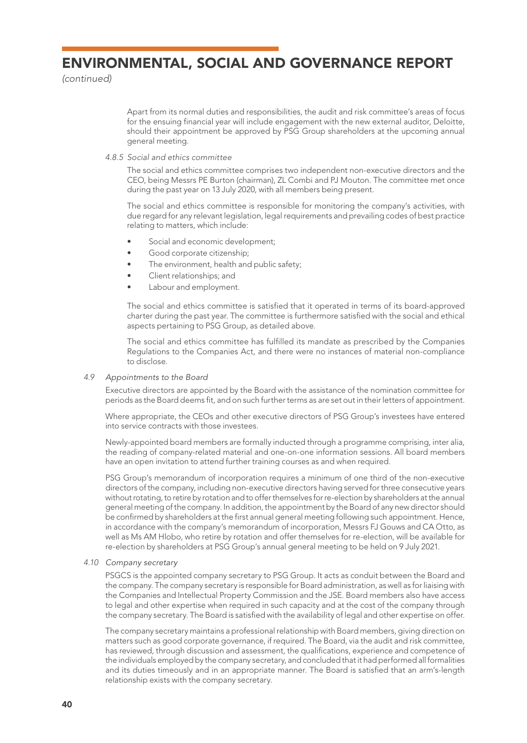Apart from its normal duties and responsibilities, the audit and risk committee's areas of focus for the ensuing financial year will include engagement with the new external auditor, Deloitte, should their appointment be approved by PSG Group shareholders at the upcoming annual general meeting.

*4.8.5 Social and ethics committee*

The social and ethics committee comprises two independent non-executive directors and the CEO, being Messrs PE Burton (chairman), ZL Combi and PJ Mouton. The committee met once during the past year on 13 July 2020, with all members being present.

The social and ethics committee is responsible for monitoring the company's activities, with due regard for any relevant legislation, legal requirements and prevailing codes of best practice relating to matters, which include:

- Social and economic development;
- Good corporate citizenship;
- The environment, health and public safety;
- Client relationships; and
- Labour and employment.

The social and ethics committee is satisfied that it operated in terms of its board-approved charter during the past year. The committee is furthermore satisfied with the social and ethical aspects pertaining to PSG Group, as detailed above.

The social and ethics committee has fulfilled its mandate as prescribed by the Companies Regulations to the Companies Act, and there were no instances of material non-compliance to disclose.

*4.9 Appointments to the Board*

Executive directors are appointed by the Board with the assistance of the nomination committee for periods as the Board deems fit, and on such further terms as are set out in their letters of appointment.

Where appropriate, the CEOs and other executive directors of PSG Group's investees have entered into service contracts with those investees.

Newly-appointed board members are formally inducted through a programme comprising, inter alia, the reading of company-related material and one-on-one information sessions. All board members have an open invitation to attend further training courses as and when required.

PSG Group's memorandum of incorporation requires a minimum of one third of the non-executive directors of the company, including non-executive directors having served for three consecutive years without rotating, to retire by rotation and to offer themselves for re-election by shareholders at the annual general meeting of the company. In addition, the appointment by the Board of any new director should be confirmed by shareholders at the first annual general meeting following such appointment. Hence, in accordance with the company's memorandum of incorporation, Messrs FJ Gouws and CA Otto, as well as Ms AM Hlobo, who retire by rotation and offer themselves for re-election, will be available for re-election by shareholders at PSG Group's annual general meeting to be held on 9 July 2021.

*4.10 Company secretary*

PSGCS is the appointed company secretary to PSG Group. It acts as conduit between the Board and the company. The company secretary is responsible for Board administration, as well as for liaising with the Companies and Intellectual Property Commission and the JSE. Board members also have access to legal and other expertise when required in such capacity and at the cost of the company through the company secretary. The Board is satisfied with the availability of legal and other expertise on offer.

The company secretary maintains a professional relationship with Board members, giving direction on matters such as good corporate governance, if required. The Board, via the audit and risk committee, has reviewed, through discussion and assessment, the qualifications, experience and competence of the individuals employed by the company secretary, and concluded that it had performed all formalities and its duties timeously and in an appropriate manner. The Board is satisfied that an arm's-length relationship exists with the company secretary.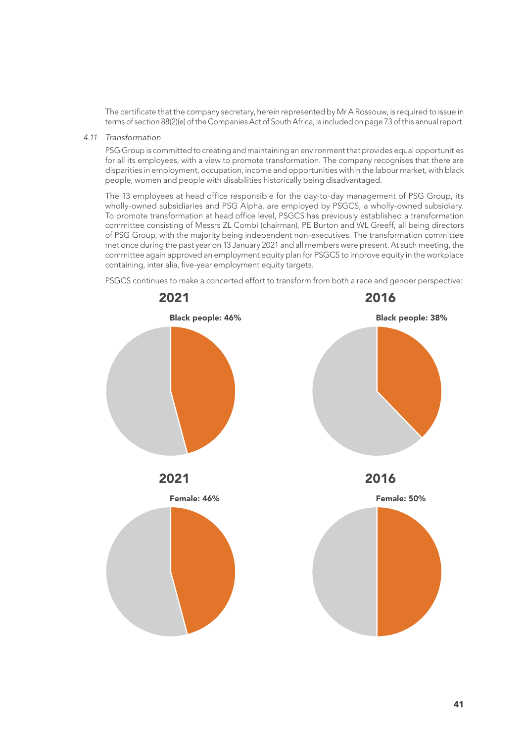The certificate that the company secretary, herein represented by Mr A Rossouw, is required to issue in terms of section 88(2)(e) of the Companies Act of South Africa, is included on page 73 of this annual report.

*4.11 Transformation*

PSG Group is committed to creating and maintaining an environment that provides equal opportunities for all its employees, with a view to promote transformation. The company recognises that there are disparities in employment, occupation, income and opportunities within the labour market, with black people, women and people with disabilities historically being disadvantaged.

The 13 employees at head office responsible for the day-to-day management of PSG Group, its wholly-owned subsidiaries and PSG Alpha, are employed by PSGCS, a wholly-owned subsidiary. To promote transformation at head office level, PSGCS has previously established a transformation committee consisting of Messrs ZL Combi (chairman), PE Burton and WL Greeff, all being directors of PSG Group, with the majority being independent non-executives. The transformation committee met once during the past year on 13 January 2021 and all members were present. At such meeting, the committee again approved an employment equity plan for PSGCS to improve equity in the workplace containing, inter alia, five-year employment equity targets.

PSGCS continues to make a concerted effort to transform from both a race and gender perspective:

**2021**

**Black people: 46%**

**2016**

**Black people: 38%**

**2021**

**Female: 46%**

**2016**

**Female: 50%**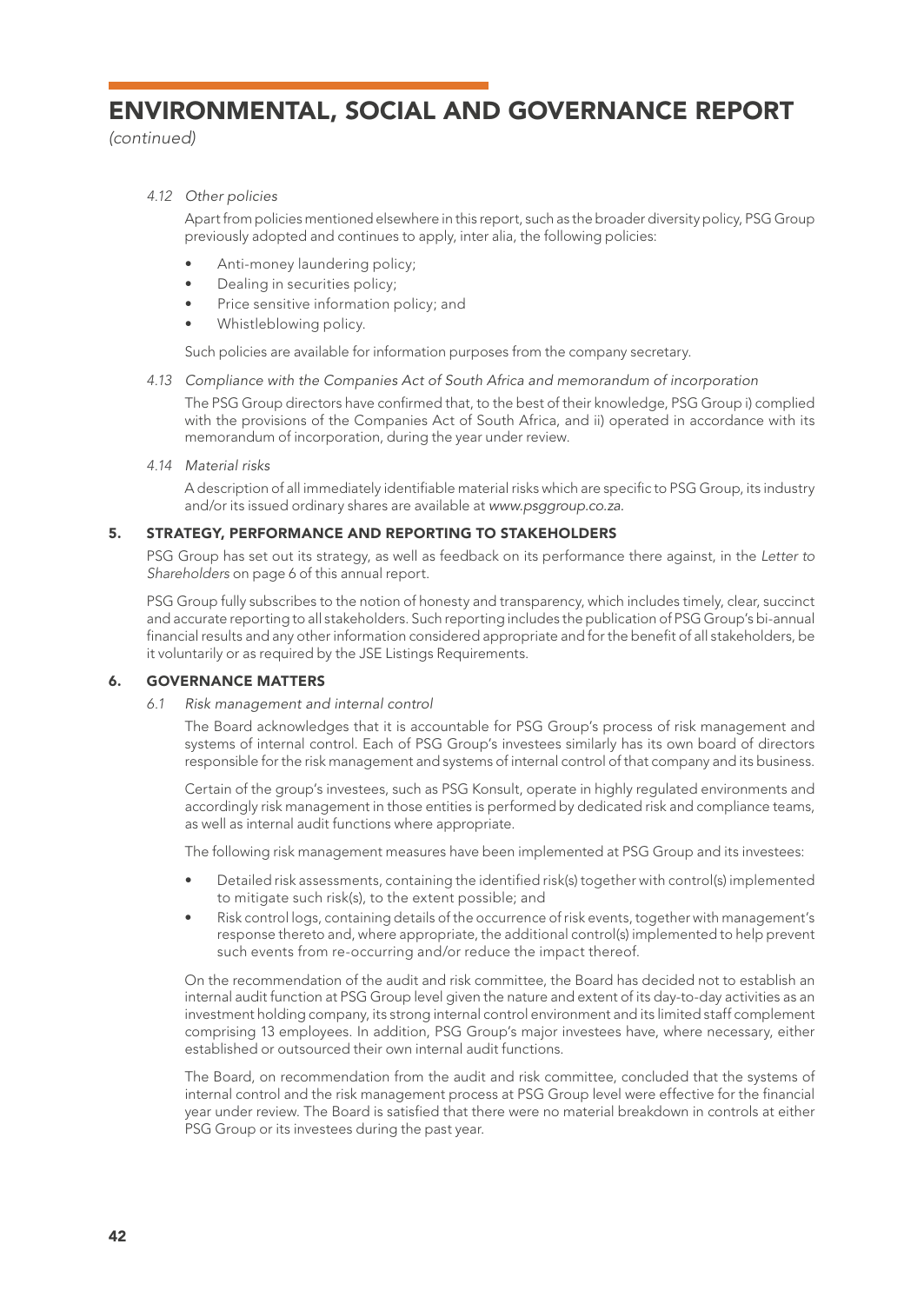# ENVIRONMENTAL, SOCIAL AND GOVERNANCE REPORT

*(continued)*

*4.12 Other policies*

Apart from policies mentioned elsewhere in this report, such as the broader diversity policy, PSG Group previously adopted and continues to apply, inter alia, the following policies:

- Anti-money laundering policy;
- Dealing in securities policy;
- Price sensitive information policy; and
- Whistleblowing policy.

Such policies are available for information purposes from the company secretary.

*4.13 Compliance with the Companies Act of South Africa and memorandum of incorporation*

The PSG Group directors have confirmed that, to the best of their knowledge, PSG Group i) complied with the provisions of the Companies Act of South Africa, and ii) operated in accordance with its memorandum of incorporation, during the year under review.

*4.14 Material risks*

A description of all immediately identifiable material risks which are specific to PSG Group, its industry and/or its issued ordinary shares are available at *www.psggroup.co.za.*

## 5. STRATEGY, PERFORMANCE AND REPORTING TO STAKEHOLDERS

PSG Group has set out its strategy, as well as feedback on its performance there against, in the *Letter to Shareholders* on page 6 of this annual report.

PSG Group fully subscribes to the notion of honesty and transparency, which includes timely, clear, succinct and accurate reporting to all stakeholders. Such reporting includes the publication of PSG Group's bi-annual financial results and any other information considered appropriate and for the benefit of all stakeholders, be it voluntarily or as required by the JSE Listings Requirements.

## 6. GOVERNANCE MATTERS

*6.1 Risk management and internal control*

The Board acknowledges that it is accountable for PSG Group's process of risk management and systems of internal control. Each of PSG Group's investees similarly has its own board of directors responsible for the risk management and systems of internal control of that company and its business.

Certain of the group's investees, such as PSG Konsult, operate in highly regulated environments and accordingly risk management in those entities is performed by dedicated risk and compliance teams, as well as internal audit functions where appropriate.

The following risk management measures have been implemented at PSG Group and its investees:

- Detailed risk assessments, containing the identified risk(s) together with control(s) implemented to mitigate such risk(s), to the extent possible; and
- Risk control logs, containing details of the occurrence of risk events, together with management's response thereto and, where appropriate, the additional control(s) implemented to help prevent such events from re-occurring and/or reduce the impact thereof.

On the recommendation of the audit and risk committee, the Board has decided not to establish an internal audit function at PSG Group level given the nature and extent of its day-to-day activities as an investment holding company, its strong internal control environment and its limited staff complement comprising 13 employees. In addition, PSG Group's major investees have, where necessary, either established or outsourced their own internal audit functions.

The Board, on recommendation from the audit and risk committee, concluded that the systems of internal control and the risk management process at PSG Group level were effective for the financial year under review. The Board is satisfied that there were no material breakdown in controls at either PSG Group or its investees during the past year.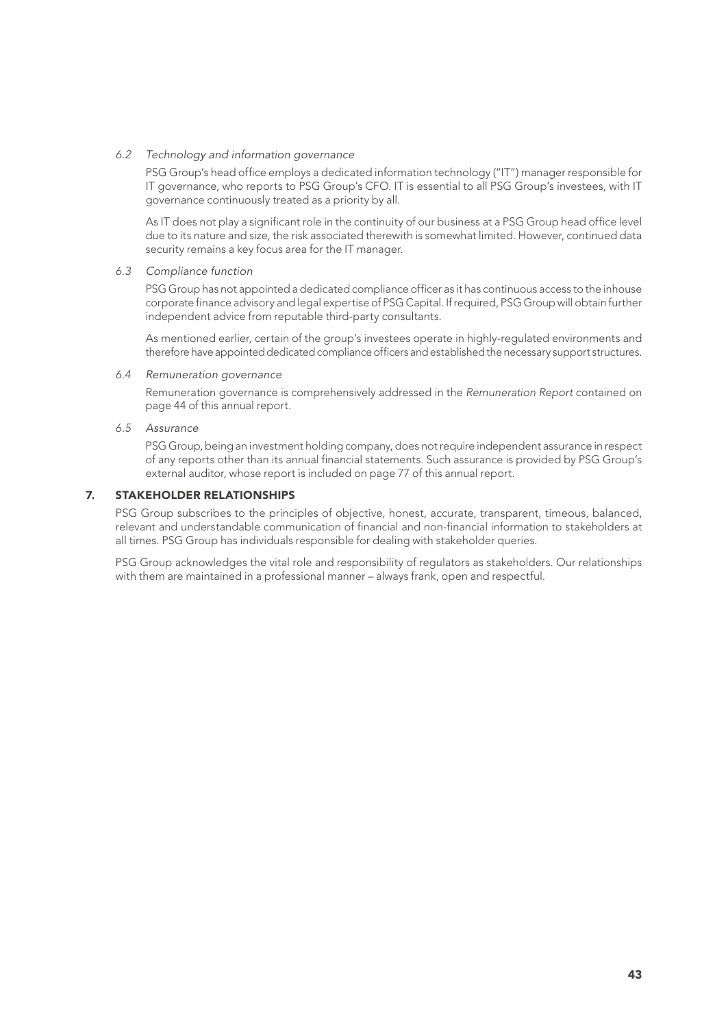*6.2 Technology and information governance*

PSG Group's head office employs a dedicated information technology ("IT") manager responsible for IT governance, who reports to PSG Group's CFO. IT is essential to all PSG Group's investees, with IT governance continuously treated as a priority by all.

As IT does not play a significant role in the continuity of our business at a PSG Group head office level due to its nature and size, the risk associated therewith is somewhat limited. However, continued data security remains a key focus area for the IT manager.

*6.3 Compliance function*

PSG Group has not appointed a dedicated compliance officer as it has continuous access to the inhouse corporate finance advisory and legal expertise of PSG Capital. If required, PSG Group will obtain further independent advice from reputable third-party consultants.

As mentioned earlier, certain of the group's investees operate in highly-regulated environments and therefore have appointed dedicated compliance officers and established the necessary support structures.

*6.4 Remuneration governance*

Remuneration governance is comprehensively addressed in the *Remuneration Report* contained on page 44 of this annual report.

*6.5 Assurance*

PSG Group, being an investment holding company, does not require independent assurance in respect of any reports other than its annual financial statements. Such assurance is provided by PSG Group's external auditor, whose report is included on page 77 of this annual report.

## 7. STAKEHOLDER RELATIONSHIPS

PSG Group subscribes to the principles of objective, honest, accurate, transparent, timeous, balanced, relevant and understandable communication of financial and non-financial information to stakeholders at all times. PSG Group has individuals responsible for dealing with stakeholder queries.

PSG Group acknowledges the vital role and responsibility of regulators as stakeholders. Our relationships with them are maintained in a professional manner – always frank, open and respectful.